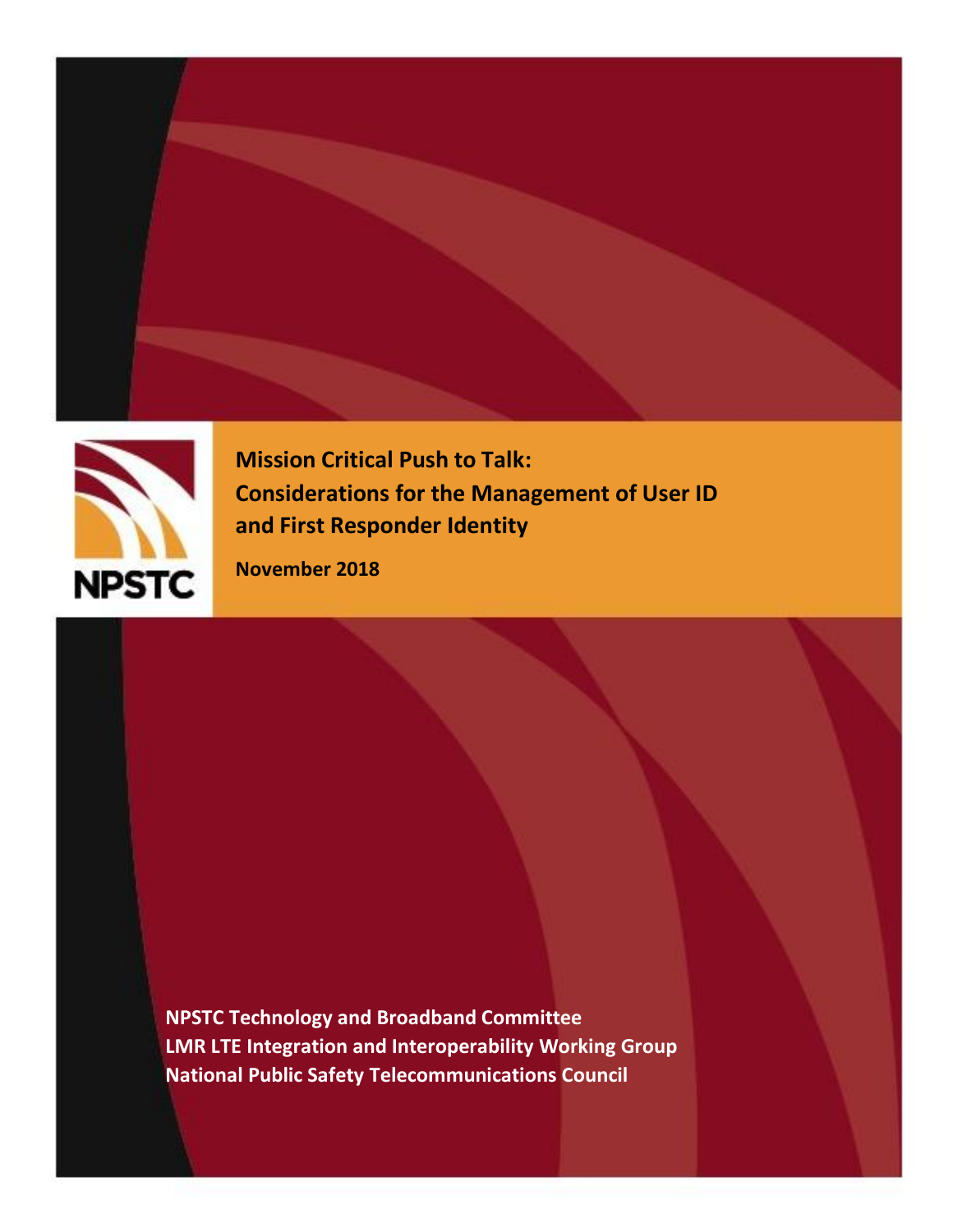# Mission Critical Push to Talk: Considerations for the Management of User ID and First Responder Identity

**November 2018**

**NPSTC Technology and Broadband Committee**
**LMR LTE Integration and Interoperability Working Group**
**National Public Safety Telecommunications Council**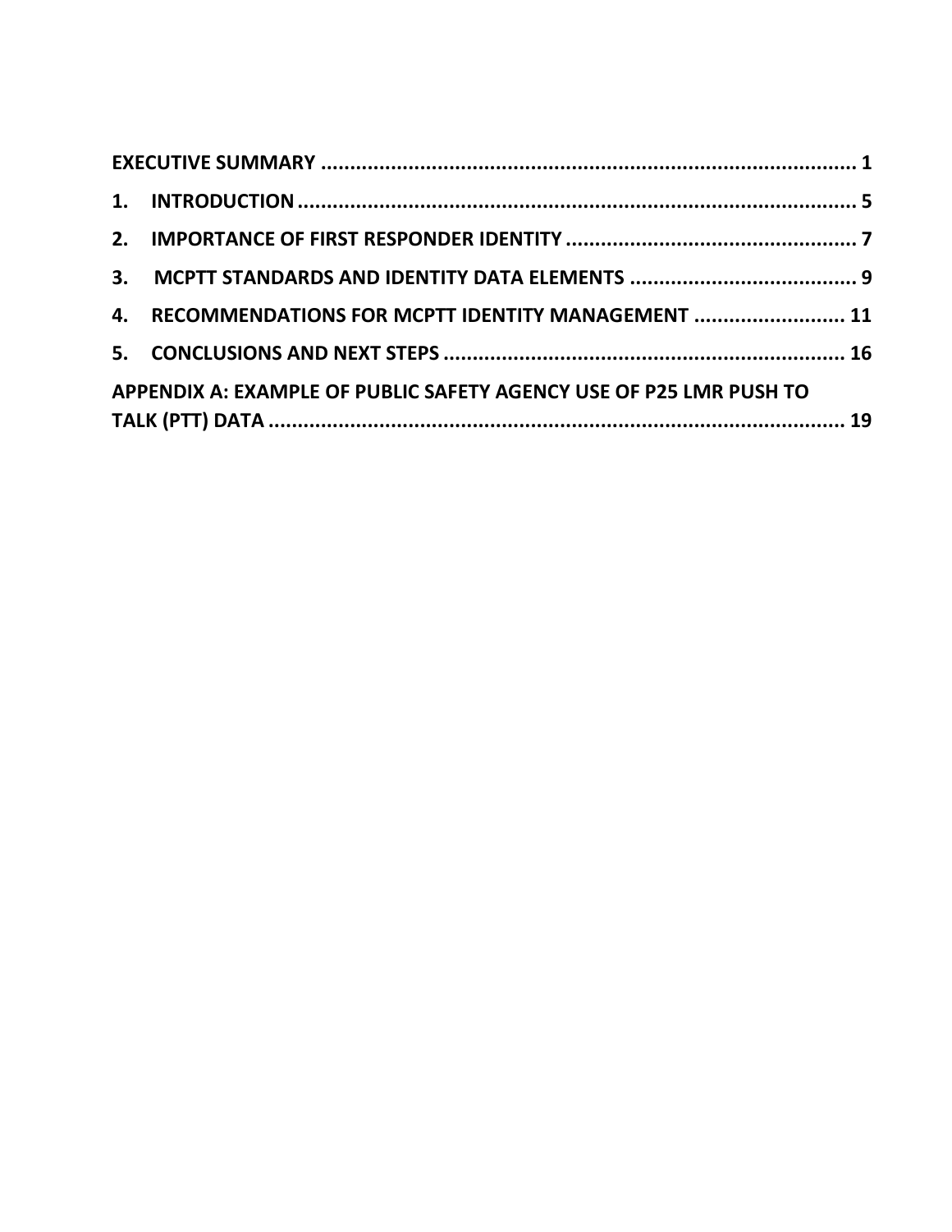EXECUTIVE SUMMARY ............................................................................................ 1

1. INTRODUCTION ................................................................................................. 5

2. IMPORTANCE OF FIRST RESPONDER IDENTITY .................................................. 7

3. MCPTT STANDARDS AND IDENTITY DATA ELEMENTS ....................................... 9

4. RECOMMENDATIONS FOR MCPTT IDENTITY MANAGEMENT .......................... 11

5. CONCLUSIONS AND NEXT STEPS ..................................................................... 16

APPENDIX A: EXAMPLE OF PUBLIC SAFETY AGENCY USE OF P25 LMR PUSH TO TALK (PTT) DATA ...................................................................................................... 19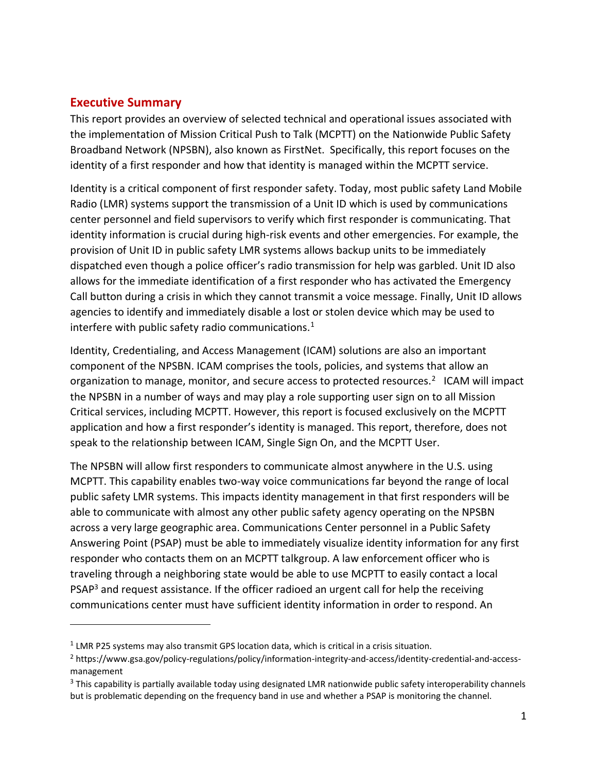## Executive Summary

This report provides an overview of selected technical and operational issues associated with the implementation of Mission Critical Push to Talk (MCPTT) on the Nationwide Public Safety Broadband Network (NPSBN), also known as FirstNet. Specifically, this report focuses on the identity of a first responder and how that identity is managed within the MCPTT service.

Identity is a critical component of first responder safety. Today, most public safety Land Mobile Radio (LMR) systems support the transmission of a Unit ID which is used by communications center personnel and field supervisors to verify which first responder is communicating. That identity information is crucial during high-risk events and other emergencies. For example, the provision of Unit ID in public safety LMR systems allows backup units to be immediately dispatched even though a police officer's radio transmission for help was garbled. Unit ID also allows for the immediate identification of a first responder who has activated the Emergency Call button during a crisis in which they cannot transmit a voice message. Finally, Unit ID allows agencies to identify and immediately disable a lost or stolen device which may be used to interfere with public safety radio communications.[1]

Identity, Credentialing, and Access Management (ICAM) solutions are also an important component of the NPSBN. ICAM comprises the tools, policies, and systems that allow an organization to manage, monitor, and secure access to protected resources.[2] ICAM will impact the NPSBN in a number of ways and may play a role supporting user sign on to all Mission Critical services, including MCPTT. However, this report is focused exclusively on the MCPTT application and how a first responder's identity is managed. This report, therefore, does not speak to the relationship between ICAM, Single Sign On, and the MCPTT User.

The NPSBN will allow first responders to communicate almost anywhere in the U.S. using MCPTT. This capability enables two-way voice communications far beyond the range of local public safety LMR systems. This impacts identity management in that first responders will be able to communicate with almost any other public safety agency operating on the NPSBN across a very large geographic area. Communications Center personnel in a Public Safety Answering Point (PSAP) must be able to immediately visualize identity information for any first responder who contacts them on an MCPTT talkgroup. A law enforcement officer who is traveling through a neighboring state would be able to use MCPTT to easily contact a local PSAP[3] and request assistance. If the officer radioed an urgent call for help the receiving communications center must have sufficient identity information in order to respond. An

[1] LMR P25 systems may also transmit GPS location data, which is critical in a crisis situation.

[2] https://www.gsa.gov/policy-regulations/policy/information-integrity-and-access/identity-credential-and-access-management

[3] This capability is partially available today using designated LMR nationwide public safety interoperability channels but is problematic depending on the frequency band in use and whether a PSAP is monitoring the channel.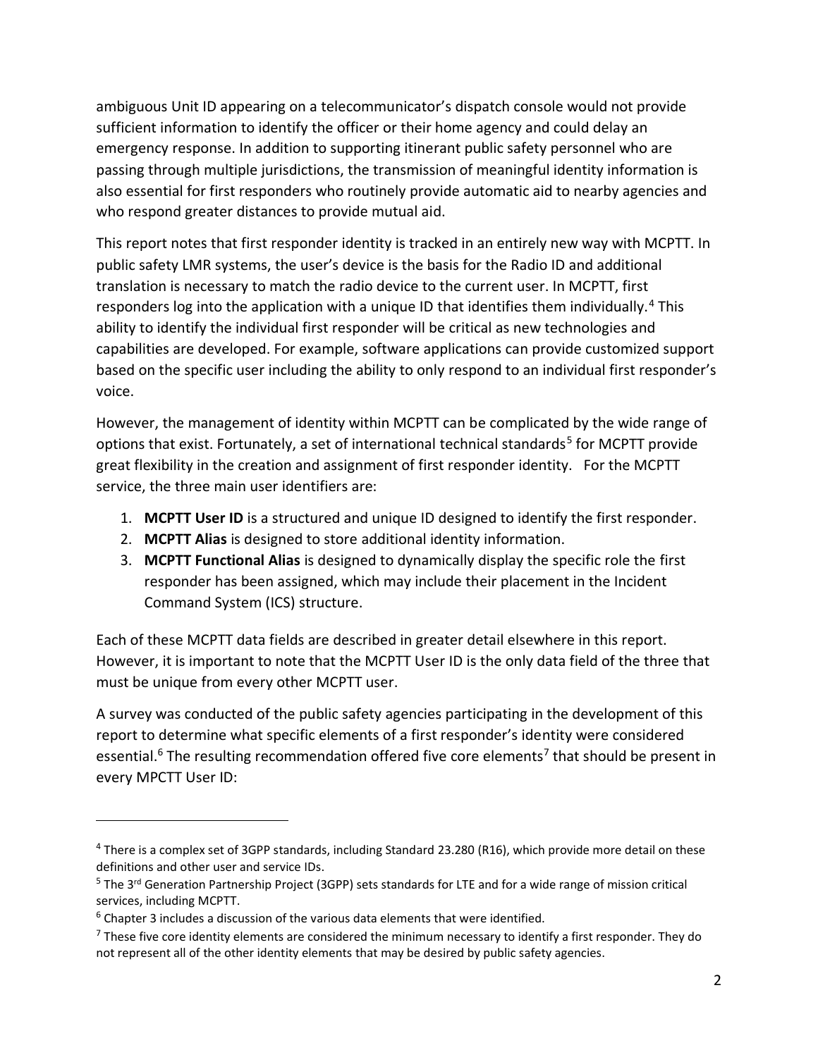ambiguous Unit ID appearing on a telecommunicator's dispatch console would not provide sufficient information to identify the officer or their home agency and could delay an emergency response. In addition to supporting itinerant public safety personnel who are passing through multiple jurisdictions, the transmission of meaningful identity information is also essential for first responders who routinely provide automatic aid to nearby agencies and who respond greater distances to provide mutual aid.

This report notes that first responder identity is tracked in an entirely new way with MCPTT. In public safety LMR systems, the user's device is the basis for the Radio ID and additional translation is necessary to match the radio device to the current user. In MCPTT, first responders log into the application with a unique ID that identifies them individually.[4] This ability to identify the individual first responder will be critical as new technologies and capabilities are developed. For example, software applications can provide customized support based on the specific user including the ability to only respond to an individual first responder's voice.

However, the management of identity within MCPTT can be complicated by the wide range of options that exist. Fortunately, a set of international technical standards[5] for MCPTT provide great flexibility in the creation and assignment of first responder identity. For the MCPTT service, the three main user identifiers are:

1. **MCPTT User ID** is a structured and unique ID designed to identify the first responder.
2. **MCPTT Alias** is designed to store additional identity information.
3. **MCPTT Functional Alias** is designed to dynamically display the specific role the first responder has been assigned, which may include their placement in the Incident Command System (ICS) structure.

Each of these MCPTT data fields are described in greater detail elsewhere in this report. However, it is important to note that the MCPTT User ID is the only data field of the three that must be unique from every other MCPTT user.

A survey was conducted of the public safety agencies participating in the development of this report to determine what specific elements of a first responder's identity were considered essential.[6] The resulting recommendation offered five core elements[7] that should be present in every MPCTT User ID:

---

[4] There is a complex set of 3GPP standards, including Standard 23.280 (R16), which provide more detail on these definitions and other user and service IDs.

[5] The 3rd Generation Partnership Project (3GPP) sets standards for LTE and for a wide range of mission critical services, including MCPTT.

[6] Chapter 3 includes a discussion of the various data elements that were identified.

[7] These five core identity elements are considered the minimum necessary to identify a first responder. They do not represent all of the other identity elements that may be desired by public safety agencies.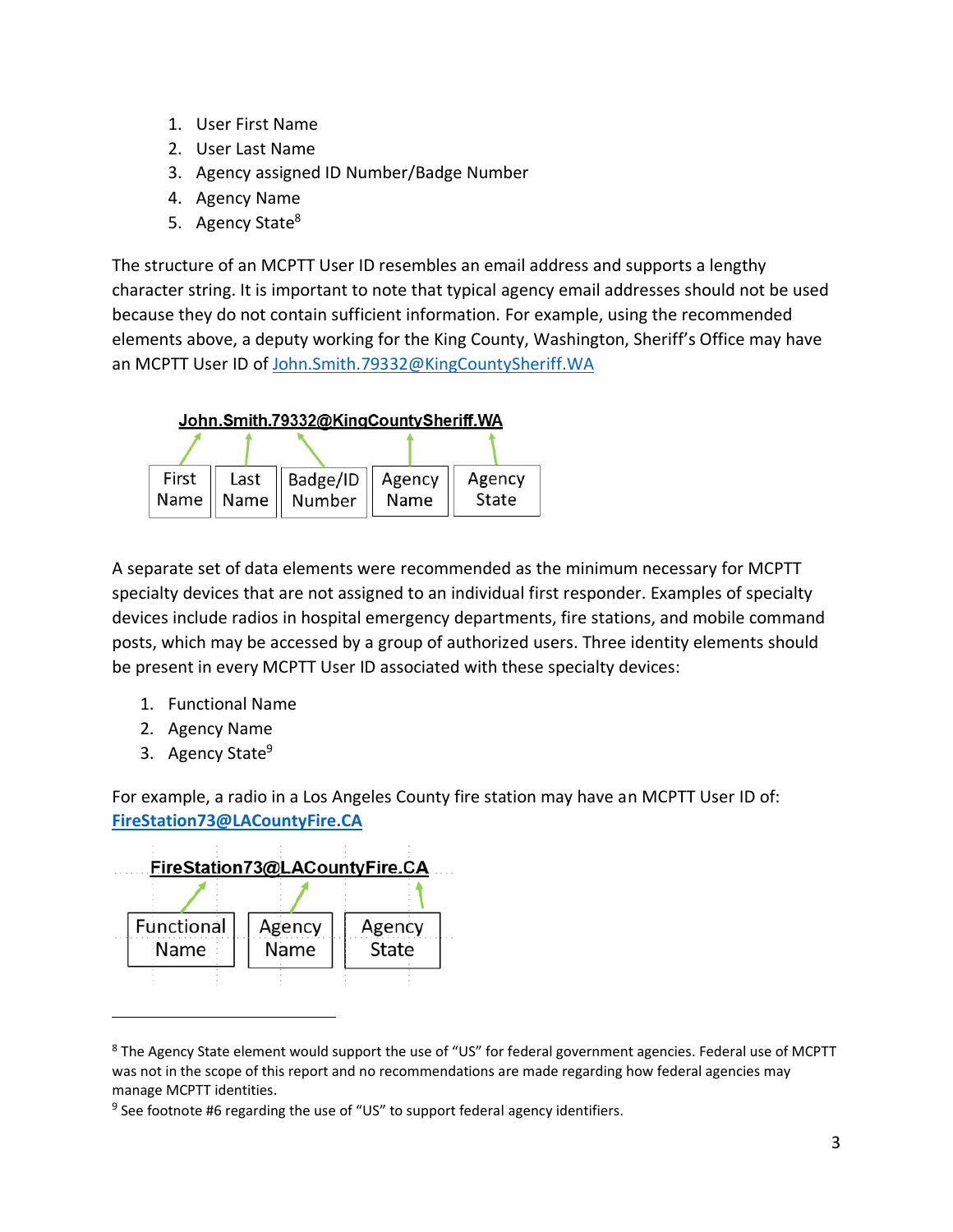1. User First Name
2. User Last Name
3. Agency assigned ID Number/Badge Number
4. Agency Name
5. Agency State[8]

The structure of an MCPTT User ID resembles an email address and supports a lengthy character string. It is important to note that typical agency email addresses should not be used because they do not contain sufficient information. For example, using the recommended elements above, a deputy working for the King County, Washington, Sheriff's Office may have an MCPTT User ID of John.Smith.79332@KingCountySheriff.WA

**John.Smith.79332@KingCountySheriff.WA**

| First Name | Last Name | Badge/ID Number | Agency Name | Agency State |
|---|---|---|---|---|

A separate set of data elements were recommended as the minimum necessary for MCPTT specialty devices that are not assigned to an individual first responder. Examples of specialty devices include radios in hospital emergency departments, fire stations, and mobile command posts, which may be accessed by a group of authorized users. Three identity elements should be present in every MCPTT User ID associated with these specialty devices:

1. Functional Name
2. Agency Name
3. Agency State[9]

For example, a radio in a Los Angeles County fire station may have an MCPTT User ID of: **FireStation73@LACountyFire.CA**

**FireStation73@LACountyFire.CA**

| Functional Name | Agency Name | Agency State |
|---|---|---|

---

[8] The Agency State element would support the use of "US" for federal government agencies. Federal use of MCPTT was not in the scope of this report and no recommendations are made regarding how federal agencies may manage MCPTT identities.

[9] See footnote #6 regarding the use of "US" to support federal agency identifiers.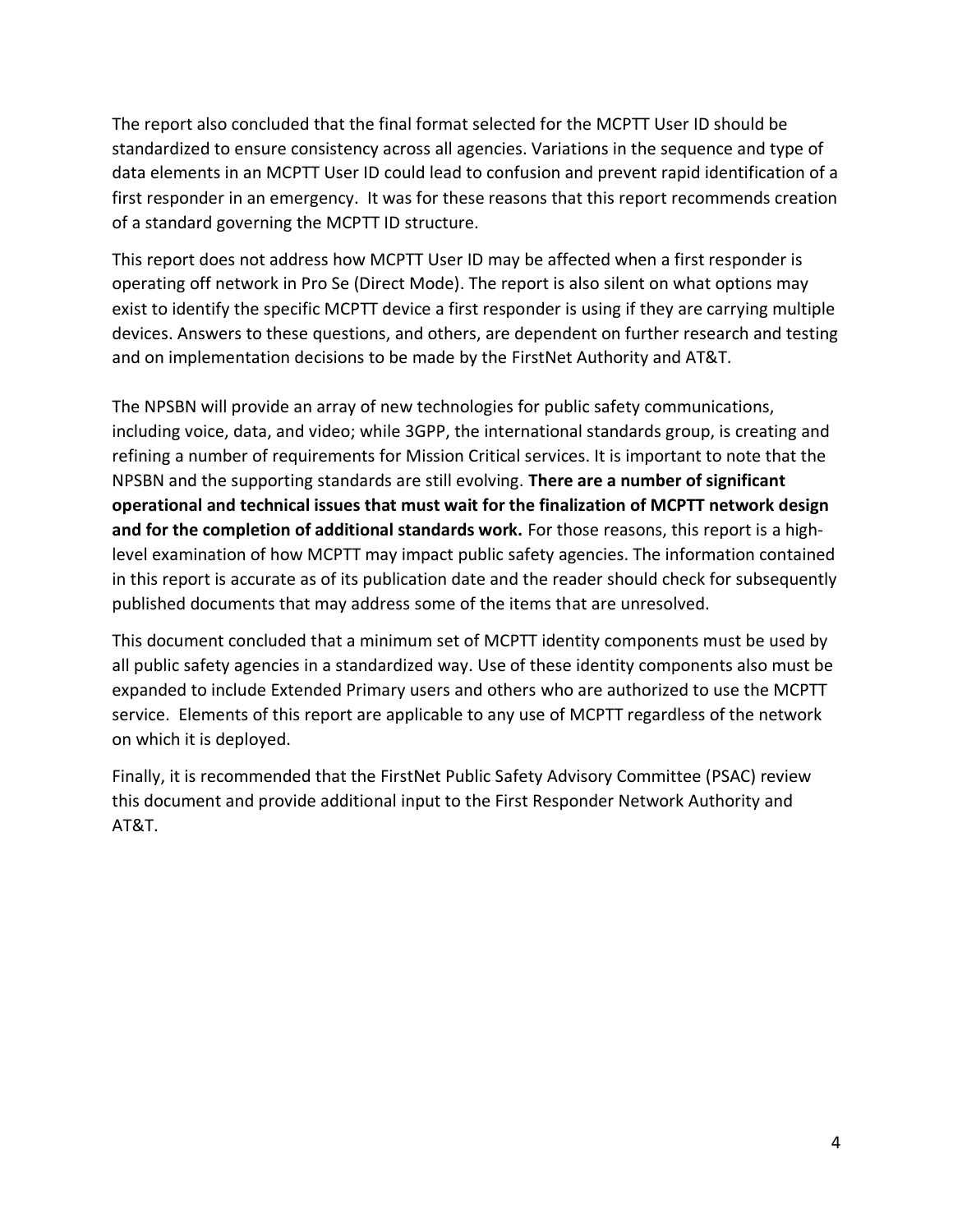The report also concluded that the final format selected for the MCPTT User ID should be standardized to ensure consistency across all agencies. Variations in the sequence and type of data elements in an MCPTT User ID could lead to confusion and prevent rapid identification of a first responder in an emergency.  It was for these reasons that this report recommends creation of a standard governing the MCPTT ID structure.

This report does not address how MCPTT User ID may be affected when a first responder is operating off network in Pro Se (Direct Mode). The report is also silent on what options may exist to identify the specific MCPTT device a first responder is using if they are carrying multiple devices. Answers to these questions, and others, are dependent on further research and testing and on implementation decisions to be made by the FirstNet Authority and AT&T.

The NPSBN will provide an array of new technologies for public safety communications, including voice, data, and video; while 3GPP, the international standards group, is creating and refining a number of requirements for Mission Critical services. It is important to note that the NPSBN and the supporting standards are still evolving. **There are a number of significant operational and technical issues that must wait for the finalization of MCPTT network design and for the completion of additional standards work.** For those reasons, this report is a high-level examination of how MCPTT may impact public safety agencies. The information contained in this report is accurate as of its publication date and the reader should check for subsequently published documents that may address some of the items that are unresolved.

This document concluded that a minimum set of MCPTT identity components must be used by all public safety agencies in a standardized way. Use of these identity components also must be expanded to include Extended Primary users and others who are authorized to use the MCPTT service.  Elements of this report are applicable to any use of MCPTT regardless of the network on which it is deployed.

Finally, it is recommended that the FirstNet Public Safety Advisory Committee (PSAC) review this document and provide additional input to the First Responder Network Authority and AT&T.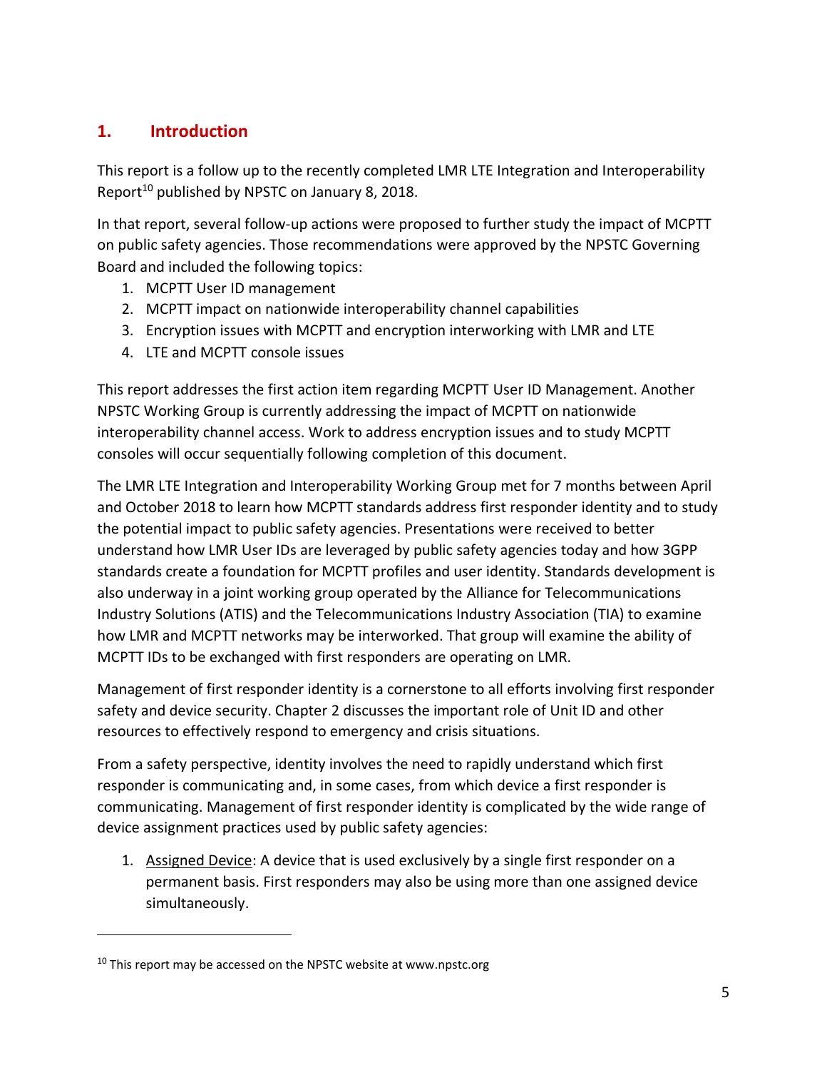# 1. Introduction

This report is a follow up to the recently completed LMR LTE Integration and Interoperability Report[10] published by NPSTC on January 8, 2018.

In that report, several follow-up actions were proposed to further study the impact of MCPTT on public safety agencies. Those recommendations were approved by the NPSTC Governing Board and included the following topics:

1. MCPTT User ID management
2. MCPTT impact on nationwide interoperability channel capabilities
3. Encryption issues with MCPTT and encryption interworking with LMR and LTE
4. LTE and MCPTT console issues

This report addresses the first action item regarding MCPTT User ID Management. Another NPSTC Working Group is currently addressing the impact of MCPTT on nationwide interoperability channel access. Work to address encryption issues and to study MCPTT consoles will occur sequentially following completion of this document.

The LMR LTE Integration and Interoperability Working Group met for 7 months between April and October 2018 to learn how MCPTT standards address first responder identity and to study the potential impact to public safety agencies. Presentations were received to better understand how LMR User IDs are leveraged by public safety agencies today and how 3GPP standards create a foundation for MCPTT profiles and user identity. Standards development is also underway in a joint working group operated by the Alliance for Telecommunications Industry Solutions (ATIS) and the Telecommunications Industry Association (TIA) to examine how LMR and MCPTT networks may be interworked. That group will examine the ability of MCPTT IDs to be exchanged with first responders are operating on LMR.

Management of first responder identity is a cornerstone to all efforts involving first responder safety and device security. Chapter 2 discusses the important role of Unit ID and other resources to effectively respond to emergency and crisis situations.

From a safety perspective, identity involves the need to rapidly understand which first responder is communicating and, in some cases, from which device a first responder is communicating. Management of first responder identity is complicated by the wide range of device assignment practices used by public safety agencies:

1. <u>Assigned Device</u>: A device that is used exclusively by a single first responder on a permanent basis. First responders may also be using more than one assigned device simultaneously.

---

[10] This report may be accessed on the NPSTC website at www.npstc.org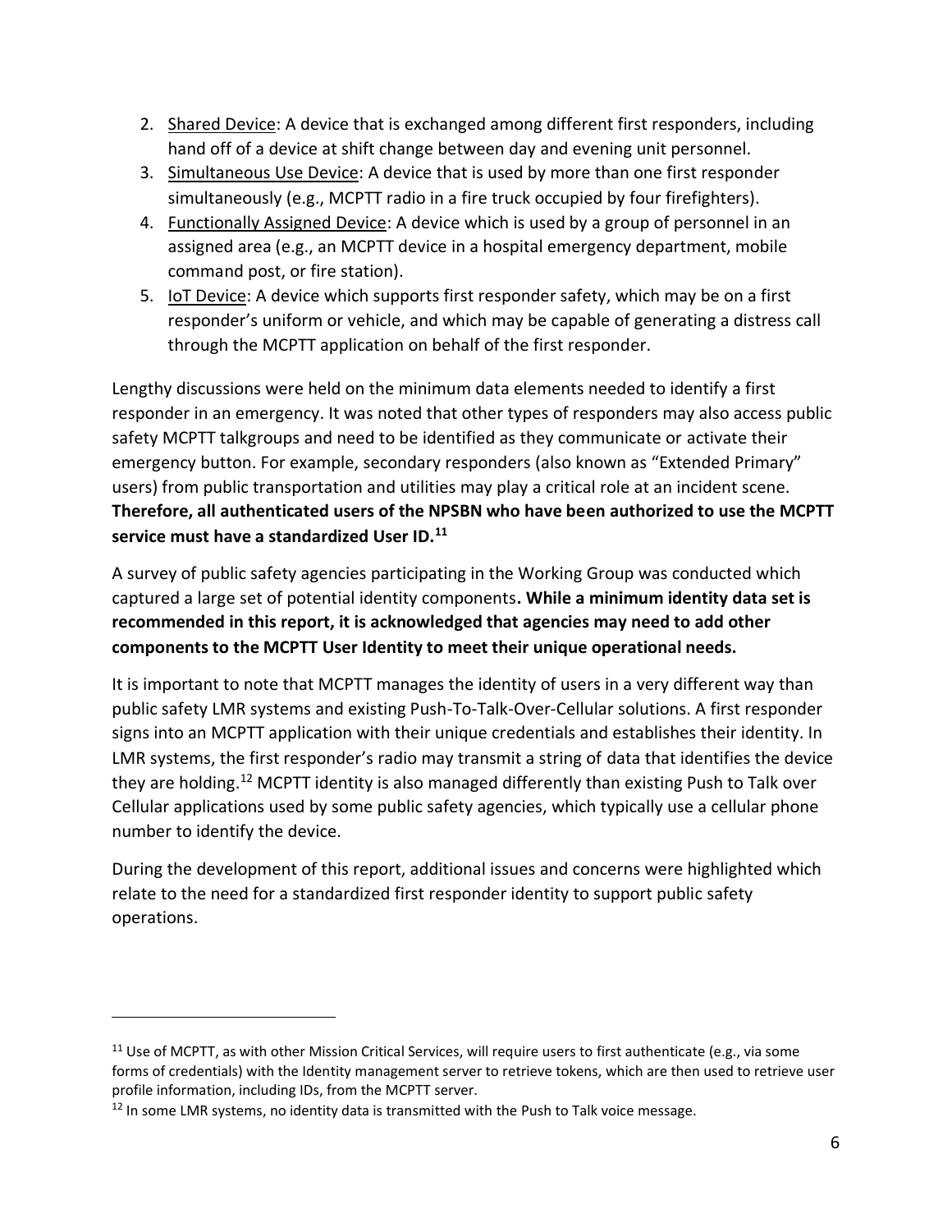2. Shared Device: A device that is exchanged among different first responders, including hand off of a device at shift change between day and evening unit personnel.
3. Simultaneous Use Device: A device that is used by more than one first responder simultaneously (e.g., MCPTT radio in a fire truck occupied by four firefighters).
4. Functionally Assigned Device: A device which is used by a group of personnel in an assigned area (e.g., an MCPTT device in a hospital emergency department, mobile command post, or fire station).
5. IoT Device: A device which supports first responder safety, which may be on a first responder's uniform or vehicle, and which may be capable of generating a distress call through the MCPTT application on behalf of the first responder.

Lengthy discussions were held on the minimum data elements needed to identify a first responder in an emergency. It was noted that other types of responders may also access public safety MCPTT talkgroups and need to be identified as they communicate or activate their emergency button. For example, secondary responders (also known as "Extended Primary" users) from public transportation and utilities may play a critical role at an incident scene. **Therefore, all authenticated users of the NPSBN who have been authorized to use the MCPTT service must have a standardized User ID.**[11]

A survey of public safety agencies participating in the Working Group was conducted which captured a large set of potential identity components**. While a minimum identity data set is recommended in this report, it is acknowledged that agencies may need to add other components to the MCPTT User Identity to meet their unique operational needs.**

It is important to note that MCPTT manages the identity of users in a very different way than public safety LMR systems and existing Push-To-Talk-Over-Cellular solutions. A first responder signs into an MCPTT application with their unique credentials and establishes their identity. In LMR systems, the first responder's radio may transmit a string of data that identifies the device they are holding.[12] MCPTT identity is also managed differently than existing Push to Talk over Cellular applications used by some public safety agencies, which typically use a cellular phone number to identify the device.

During the development of this report, additional issues and concerns were highlighted which relate to the need for a standardized first responder identity to support public safety operations.

---

[11] Use of MCPTT, as with other Mission Critical Services, will require users to first authenticate (e.g., via some forms of credentials) with the Identity management server to retrieve tokens, which are then used to retrieve user profile information, including IDs, from the MCPTT server.

[12] In some LMR systems, no identity data is transmitted with the Push to Talk voice message.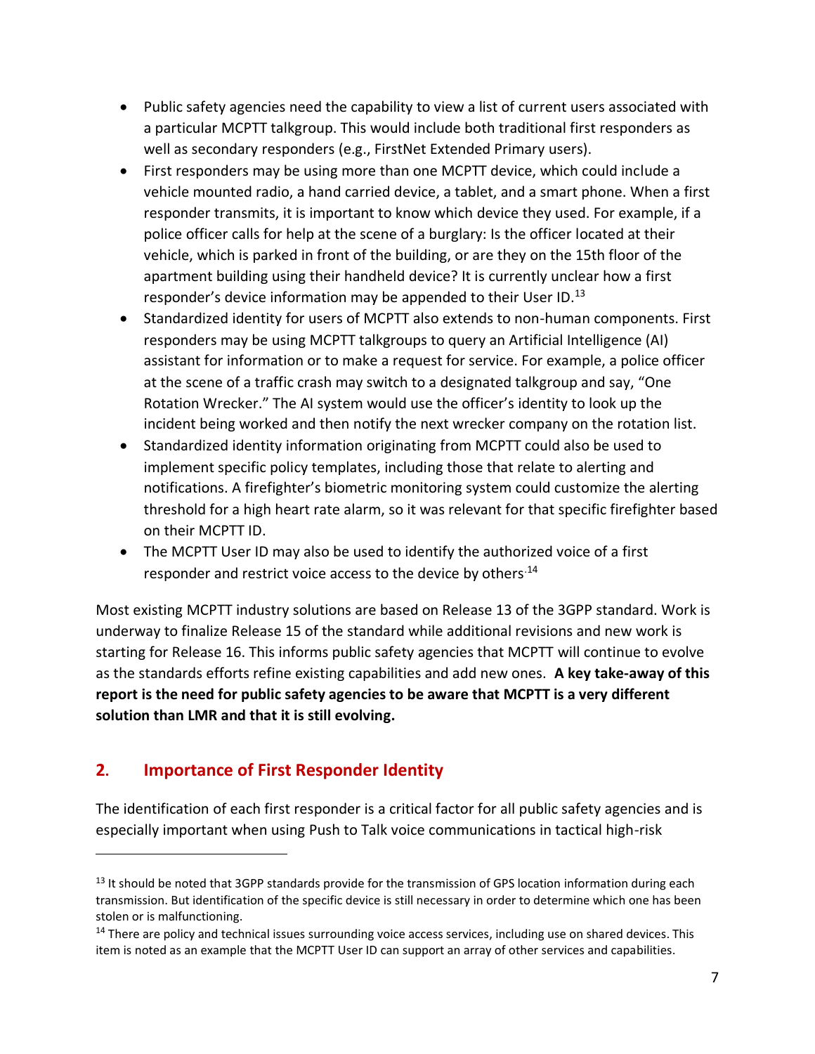- Public safety agencies need the capability to view a list of current users associated with a particular MCPTT talkgroup. This would include both traditional first responders as well as secondary responders (e.g., FirstNet Extended Primary users).
- First responders may be using more than one MCPTT device, which could include a vehicle mounted radio, a hand carried device, a tablet, and a smart phone. When a first responder transmits, it is important to know which device they used. For example, if a police officer calls for help at the scene of a burglary: Is the officer located at their vehicle, which is parked in front of the building, or are they on the 15th floor of the apartment building using their handheld device? It is currently unclear how a first responder's device information may be appended to their User ID.[13]
- Standardized identity for users of MCPTT also extends to non-human components. First responders may be using MCPTT talkgroups to query an Artificial Intelligence (AI) assistant for information or to make a request for service. For example, a police officer at the scene of a traffic crash may switch to a designated talkgroup and say, "One Rotation Wrecker." The AI system would use the officer's identity to look up the incident being worked and then notify the next wrecker company on the rotation list.
- Standardized identity information originating from MCPTT could also be used to implement specific policy templates, including those that relate to alerting and notifications. A firefighter's biometric monitoring system could customize the alerting threshold for a high heart rate alarm, so it was relevant for that specific firefighter based on their MCPTT ID.
- The MCPTT User ID may also be used to identify the authorized voice of a first responder and restrict voice access to the device by others.[14]

Most existing MCPTT industry solutions are based on Release 13 of the 3GPP standard. Work is underway to finalize Release 15 of the standard while additional revisions and new work is starting for Release 16. This informs public safety agencies that MCPTT will continue to evolve as the standards efforts refine existing capabilities and add new ones. **A key take-away of this report is the need for public safety agencies to be aware that MCPTT is a very different solution than LMR and that it is still evolving.**

## 2. Importance of First Responder Identity

The identification of each first responder is a critical factor for all public safety agencies and is especially important when using Push to Talk voice communications in tactical high-risk

[13] It should be noted that 3GPP standards provide for the transmission of GPS location information during each transmission. But identification of the specific device is still necessary in order to determine which one has been stolen or is malfunctioning.

[14] There are policy and technical issues surrounding voice access services, including use on shared devices. This item is noted as an example that the MCPTT User ID can support an array of other services and capabilities.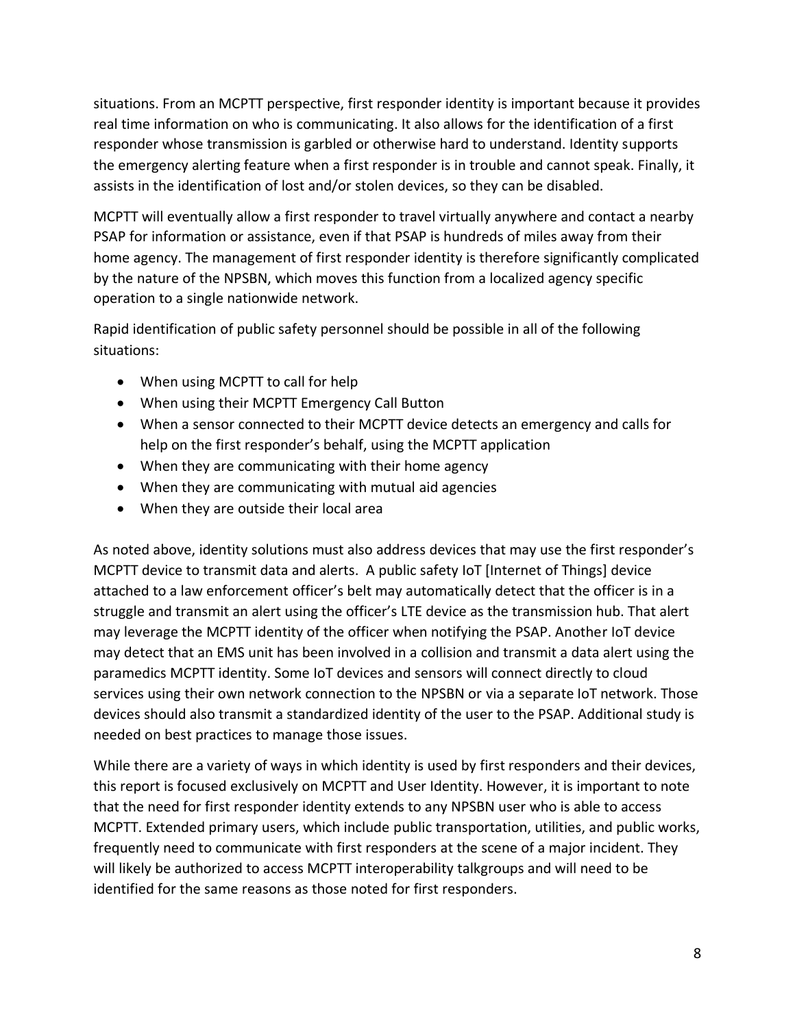situations. From an MCPTT perspective, first responder identity is important because it provides real time information on who is communicating. It also allows for the identification of a first responder whose transmission is garbled or otherwise hard to understand. Identity supports the emergency alerting feature when a first responder is in trouble and cannot speak. Finally, it assists in the identification of lost and/or stolen devices, so they can be disabled.

MCPTT will eventually allow a first responder to travel virtually anywhere and contact a nearby PSAP for information or assistance, even if that PSAP is hundreds of miles away from their home agency. The management of first responder identity is therefore significantly complicated by the nature of the NPSBN, which moves this function from a localized agency specific operation to a single nationwide network.

Rapid identification of public safety personnel should be possible in all of the following situations:

- When using MCPTT to call for help
- When using their MCPTT Emergency Call Button
- When a sensor connected to their MCPTT device detects an emergency and calls for help on the first responder's behalf, using the MCPTT application
- When they are communicating with their home agency
- When they are communicating with mutual aid agencies
- When they are outside their local area

As noted above, identity solutions must also address devices that may use the first responder's MCPTT device to transmit data and alerts. A public safety IoT [Internet of Things] device attached to a law enforcement officer's belt may automatically detect that the officer is in a struggle and transmit an alert using the officer's LTE device as the transmission hub. That alert may leverage the MCPTT identity of the officer when notifying the PSAP. Another IoT device may detect that an EMS unit has been involved in a collision and transmit a data alert using the paramedics MCPTT identity. Some IoT devices and sensors will connect directly to cloud services using their own network connection to the NPSBN or via a separate IoT network. Those devices should also transmit a standardized identity of the user to the PSAP. Additional study is needed on best practices to manage those issues.

While there are a variety of ways in which identity is used by first responders and their devices, this report is focused exclusively on MCPTT and User Identity. However, it is important to note that the need for first responder identity extends to any NPSBN user who is able to access MCPTT. Extended primary users, which include public transportation, utilities, and public works, frequently need to communicate with first responders at the scene of a major incident. They will likely be authorized to access MCPTT interoperability talkgroups and will need to be identified for the same reasons as those noted for first responders.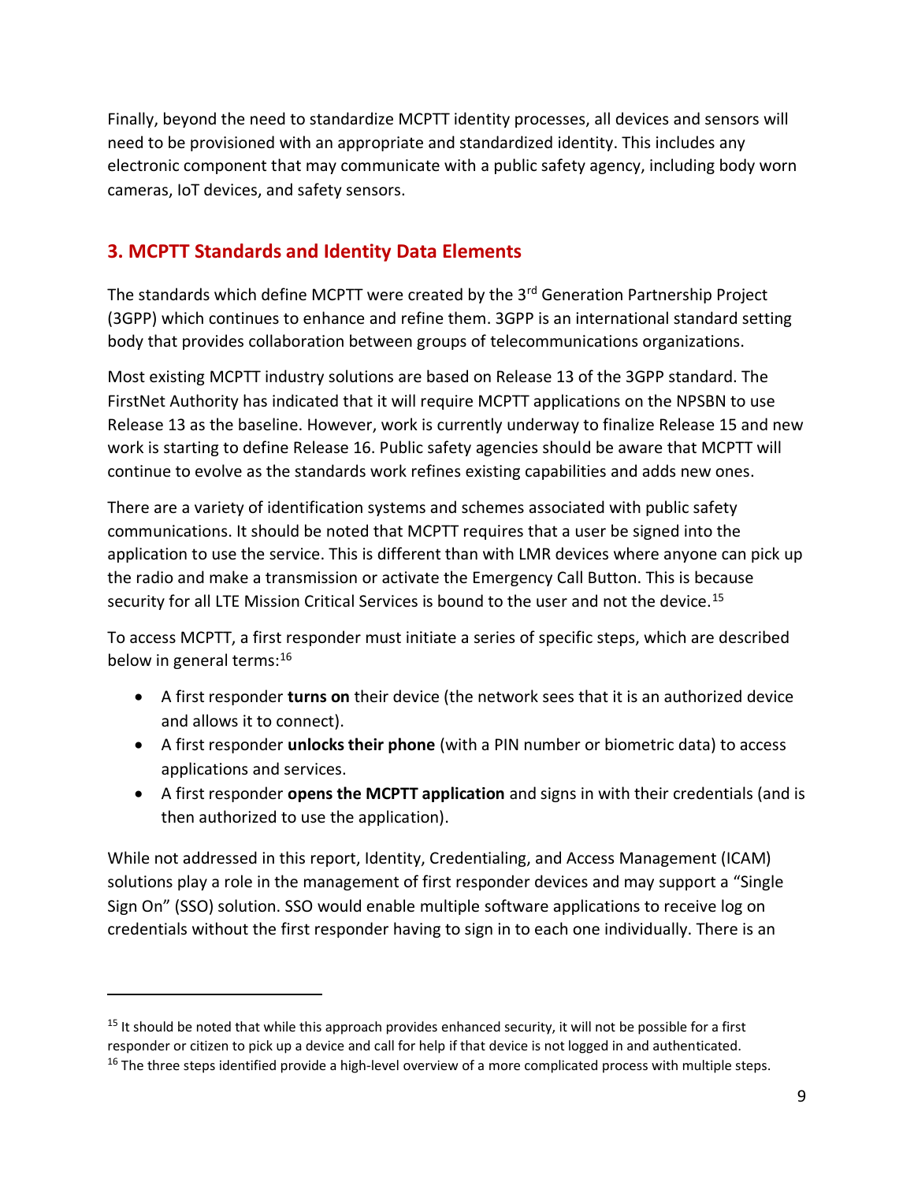Finally, beyond the need to standardize MCPTT identity processes, all devices and sensors will need to be provisioned with an appropriate and standardized identity. This includes any electronic component that may communicate with a public safety agency, including body worn cameras, IoT devices, and safety sensors.

## 3. MCPTT Standards and Identity Data Elements

The standards which define MCPTT were created by the 3rd Generation Partnership Project (3GPP) which continues to enhance and refine them. 3GPP is an international standard setting body that provides collaboration between groups of telecommunications organizations.

Most existing MCPTT industry solutions are based on Release 13 of the 3GPP standard. The FirstNet Authority has indicated that it will require MCPTT applications on the NPSBN to use Release 13 as the baseline. However, work is currently underway to finalize Release 15 and new work is starting to define Release 16. Public safety agencies should be aware that MCPTT will continue to evolve as the standards work refines existing capabilities and adds new ones.

There are a variety of identification systems and schemes associated with public safety communications. It should be noted that MCPTT requires that a user be signed into the application to use the service. This is different than with LMR devices where anyone can pick up the radio and make a transmission or activate the Emergency Call Button. This is because security for all LTE Mission Critical Services is bound to the user and not the device.[15]

To access MCPTT, a first responder must initiate a series of specific steps, which are described below in general terms:[16]

- A first responder **turns on** their device (the network sees that it is an authorized device and allows it to connect).
- A first responder **unlocks their phone** (with a PIN number or biometric data) to access applications and services.
- A first responder **opens the MCPTT application** and signs in with their credentials (and is then authorized to use the application).

While not addressed in this report, Identity, Credentialing, and Access Management (ICAM) solutions play a role in the management of first responder devices and may support a "Single Sign On" (SSO) solution. SSO would enable multiple software applications to receive log on credentials without the first responder having to sign in to each one individually. There is an

---

[15] It should be noted that while this approach provides enhanced security, it will not be possible for a first responder or citizen to pick up a device and call for help if that device is not logged in and authenticated.

[16] The three steps identified provide a high-level overview of a more complicated process with multiple steps.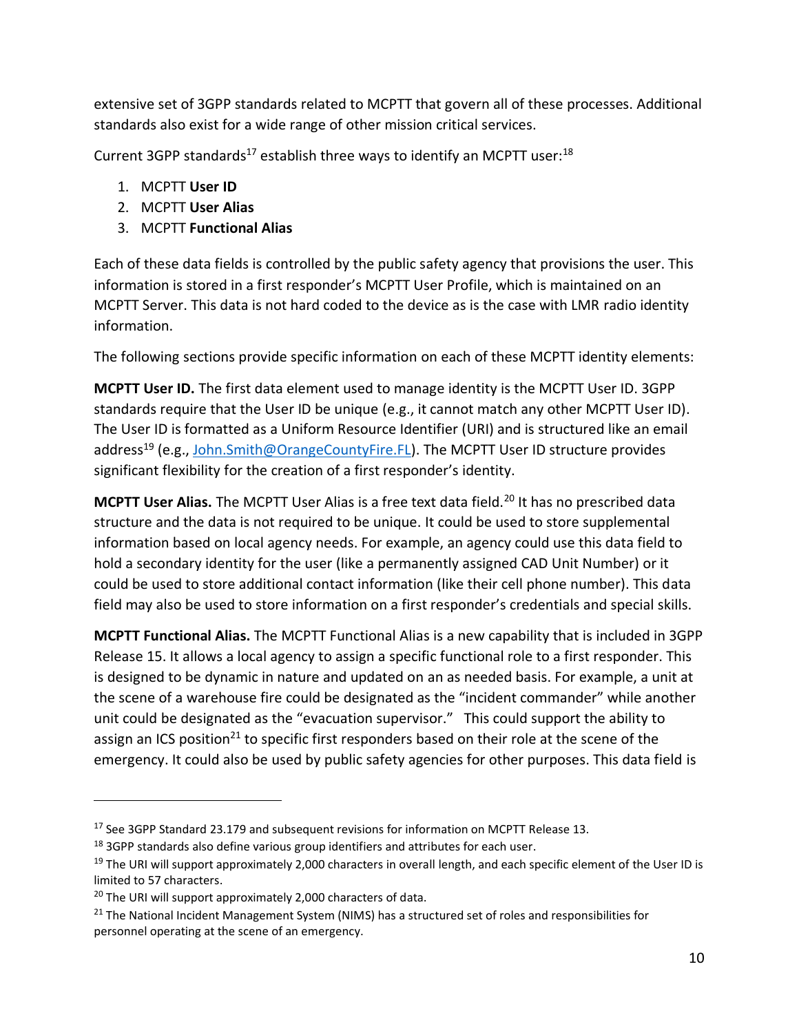extensive set of 3GPP standards related to MCPTT that govern all of these processes. Additional standards also exist for a wide range of other mission critical services.

Current 3GPP standards[17] establish three ways to identify an MCPTT user:[18]

1. MCPTT **User ID**
2. MCPTT **User Alias**
3. MCPTT **Functional Alias**

Each of these data fields is controlled by the public safety agency that provisions the user. This information is stored in a first responder's MCPTT User Profile, which is maintained on an MCPTT Server. This data is not hard coded to the device as is the case with LMR radio identity information.

The following sections provide specific information on each of these MCPTT identity elements:

**MCPTT User ID.** The first data element used to manage identity is the MCPTT User ID. 3GPP standards require that the User ID be unique (e.g., it cannot match any other MCPTT User ID). The User ID is formatted as a Uniform Resource Identifier (URI) and is structured like an email address[19] (e.g., John.Smith@OrangeCountyFire.FL). The MCPTT User ID structure provides significant flexibility for the creation of a first responder's identity.

**MCPTT User Alias.** The MCPTT User Alias is a free text data field.[20] It has no prescribed data structure and the data is not required to be unique. It could be used to store supplemental information based on local agency needs. For example, an agency could use this data field to hold a secondary identity for the user (like a permanently assigned CAD Unit Number) or it could be used to store additional contact information (like their cell phone number). This data field may also be used to store information on a first responder's credentials and special skills.

**MCPTT Functional Alias.** The MCPTT Functional Alias is a new capability that is included in 3GPP Release 15. It allows a local agency to assign a specific functional role to a first responder. This is designed to be dynamic in nature and updated on an as needed basis. For example, a unit at the scene of a warehouse fire could be designated as the "incident commander" while another unit could be designated as the "evacuation supervisor." This could support the ability to assign an ICS position[21] to specific first responders based on their role at the scene of the emergency. It could also be used by public safety agencies for other purposes. This data field is

---

[17] See 3GPP Standard 23.179 and subsequent revisions for information on MCPTT Release 13.

[18] 3GPP standards also define various group identifiers and attributes for each user.

[19] The URI will support approximately 2,000 characters in overall length, and each specific element of the User ID is limited to 57 characters.

[20] The URI will support approximately 2,000 characters of data.

[21] The National Incident Management System (NIMS) has a structured set of roles and responsibilities for personnel operating at the scene of an emergency.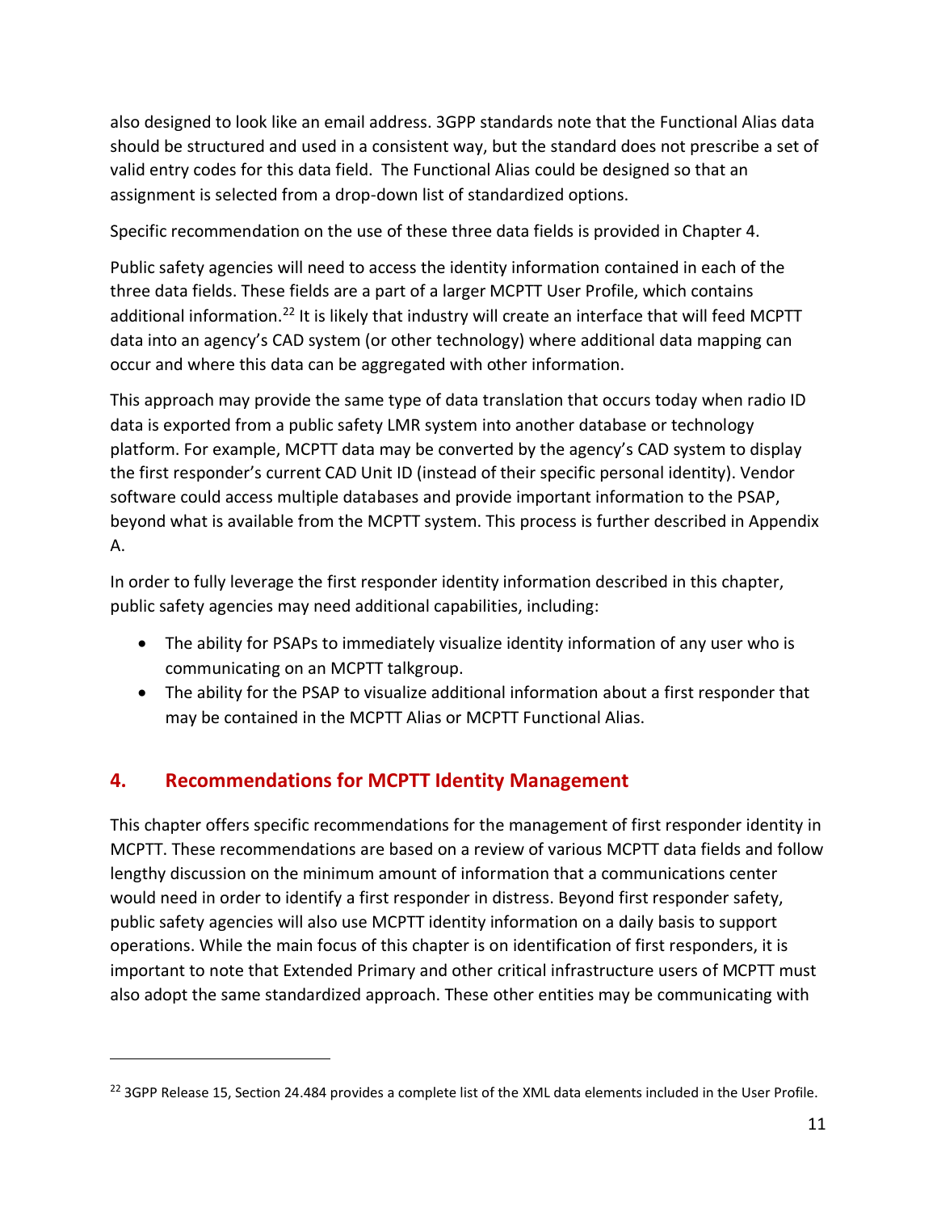also designed to look like an email address. 3GPP standards note that the Functional Alias data should be structured and used in a consistent way, but the standard does not prescribe a set of valid entry codes for this data field. The Functional Alias could be designed so that an assignment is selected from a drop-down list of standardized options.

Specific recommendation on the use of these three data fields is provided in Chapter 4.

Public safety agencies will need to access the identity information contained in each of the three data fields. These fields are a part of a larger MCPTT User Profile, which contains additional information.[22] It is likely that industry will create an interface that will feed MCPTT data into an agency's CAD system (or other technology) where additional data mapping can occur and where this data can be aggregated with other information.

This approach may provide the same type of data translation that occurs today when radio ID data is exported from a public safety LMR system into another database or technology platform. For example, MCPTT data may be converted by the agency's CAD system to display the first responder's current CAD Unit ID (instead of their specific personal identity). Vendor software could access multiple databases and provide important information to the PSAP, beyond what is available from the MCPTT system. This process is further described in Appendix A.

In order to fully leverage the first responder identity information described in this chapter, public safety agencies may need additional capabilities, including:

- The ability for PSAPs to immediately visualize identity information of any user who is communicating on an MCPTT talkgroup.
- The ability for the PSAP to visualize additional information about a first responder that may be contained in the MCPTT Alias or MCPTT Functional Alias.

## 4. Recommendations for MCPTT Identity Management

This chapter offers specific recommendations for the management of first responder identity in MCPTT. These recommendations are based on a review of various MCPTT data fields and follow lengthy discussion on the minimum amount of information that a communications center would need in order to identify a first responder in distress. Beyond first responder safety, public safety agencies will also use MCPTT identity information on a daily basis to support operations. While the main focus of this chapter is on identification of first responders, it is important to note that Extended Primary and other critical infrastructure users of MCPTT must also adopt the same standardized approach. These other entities may be communicating with

---

[22] 3GPP Release 15, Section 24.484 provides a complete list of the XML data elements included in the User Profile.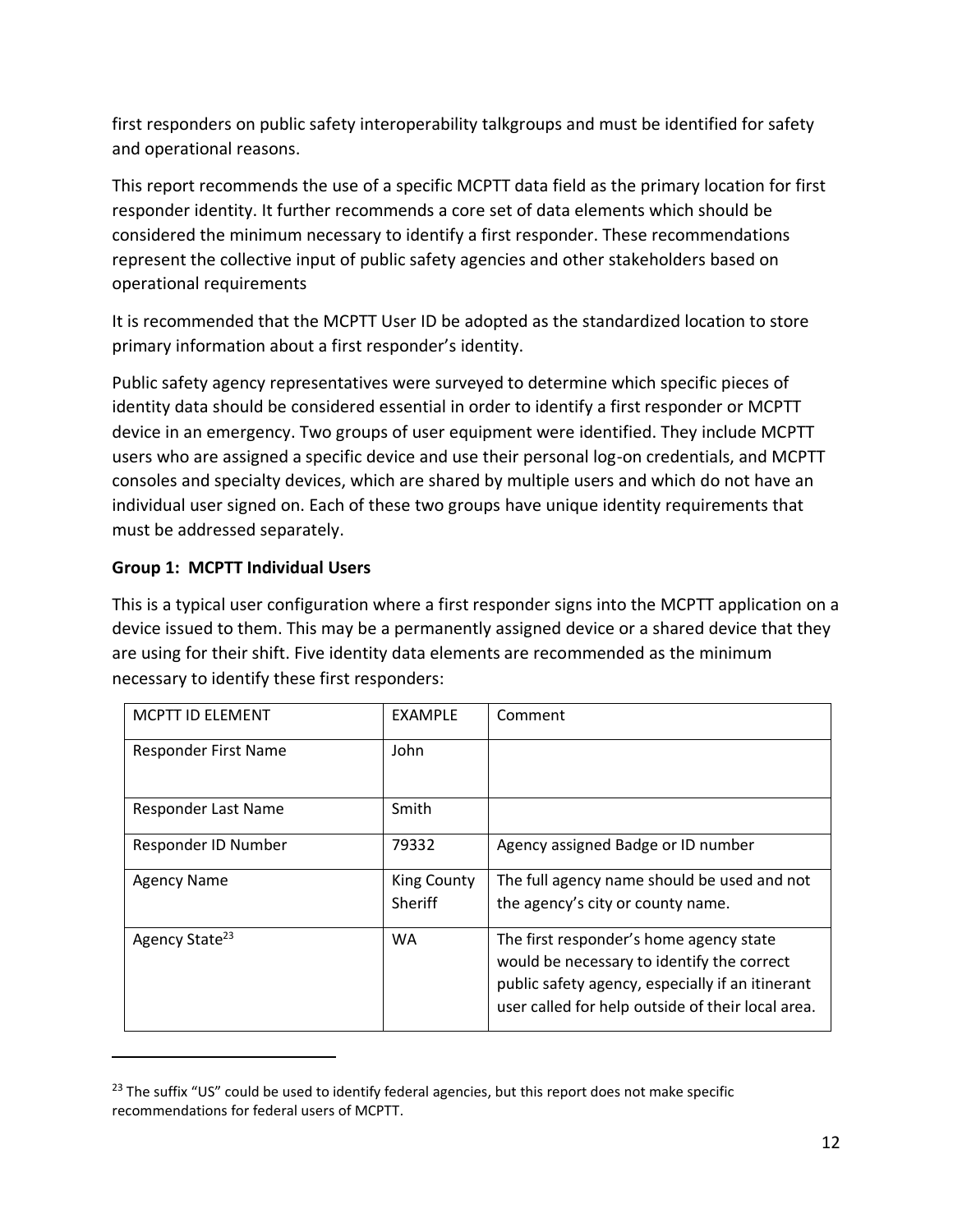first responders on public safety interoperability talkgroups and must be identified for safety and operational reasons.

This report recommends the use of a specific MCPTT data field as the primary location for first responder identity. It further recommends a core set of data elements which should be considered the minimum necessary to identify a first responder. These recommendations represent the collective input of public safety agencies and other stakeholders based on operational requirements

It is recommended that the MCPTT User ID be adopted as the standardized location to store primary information about a first responder's identity.

Public safety agency representatives were surveyed to determine which specific pieces of identity data should be considered essential in order to identify a first responder or MCPTT device in an emergency. Two groups of user equipment were identified. They include MCPTT users who are assigned a specific device and use their personal log-on credentials, and MCPTT consoles and specialty devices, which are shared by multiple users and which do not have an individual user signed on. Each of these two groups have unique identity requirements that must be addressed separately.

**Group 1: MCPTT Individual Users**

This is a typical user configuration where a first responder signs into the MCPTT application on a device issued to them. This may be a permanently assigned device or a shared device that they are using for their shift. Five identity data elements are recommended as the minimum necessary to identify these first responders:

| MCPTT ID ELEMENT | EXAMPLE | Comment |
|---|---|---|
| Responder First Name | John | |
| Responder Last Name | Smith | |
| Responder ID Number | 79332 | Agency assigned Badge or ID number |
| Agency Name | King County Sheriff | The full agency name should be used and not the agency's city or county name. |
| Agency State[23] | WA | The first responder's home agency state would be necessary to identify the correct public safety agency, especially if an itinerant user called for help outside of their local area. |

[23] The suffix "US" could be used to identify federal agencies, but this report does not make specific recommendations for federal users of MCPTT.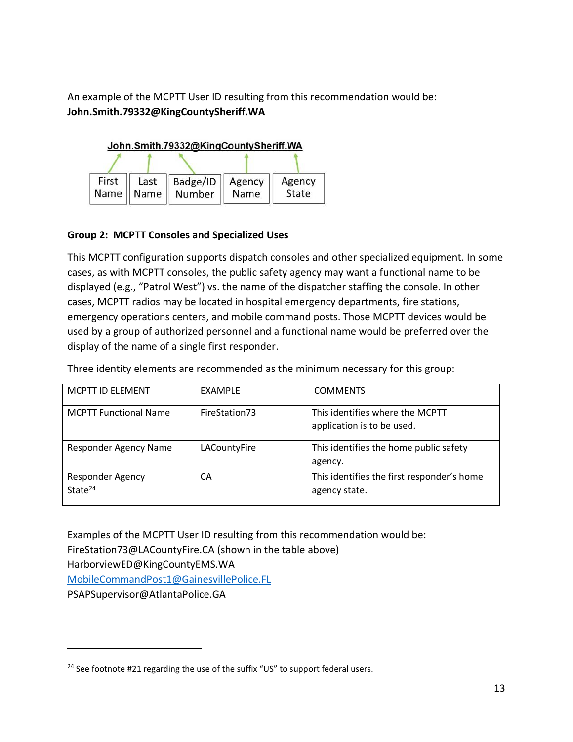An example of the MCPTT User ID resulting from this recommendation would be:
**John.Smith.79332@KingCountySheriff.WA**

John.Smith.79332@KingCountySheriff.WA

| First Name | Last Name | Badge/ID Number | Agency Name | Agency State |
|---|---|---|---|---|

### Group 2: MCPTT Consoles and Specialized Uses

This MCPTT configuration supports dispatch consoles and other specialized equipment. In some cases, as with MCPTT consoles, the public safety agency may want a functional name to be displayed (e.g., "Patrol West") vs. the name of the dispatcher staffing the console. In other cases, MCPTT radios may be located in hospital emergency departments, fire stations, emergency operations centers, and mobile command posts. Those MCPTT devices would be used by a group of authorized personnel and a functional name would be preferred over the display of the name of a single first responder.

Three identity elements are recommended as the minimum necessary for this group:

| MCPTT ID ELEMENT | EXAMPLE | COMMENTS |
|---|---|---|
| MCPTT Functional Name | FireStation73 | This identifies where the MCPTT application is to be used. |
| Responder Agency Name | LACountyFire | This identifies the home public safety agency. |
| Responder Agency State[24] | CA | This identifies the first responder's home agency state. |

Examples of the MCPTT User ID resulting from this recommendation would be:
FireStation73@LACountyFire.CA (shown in the table above)
HarborviewED@KingCountyEMS.WA
MobileCommandPost1@GainesvillePolice.FL
PSAPSupervisor@AtlantaPolice.GA

---

[24] See footnote #21 regarding the use of the suffix "US" to support federal users.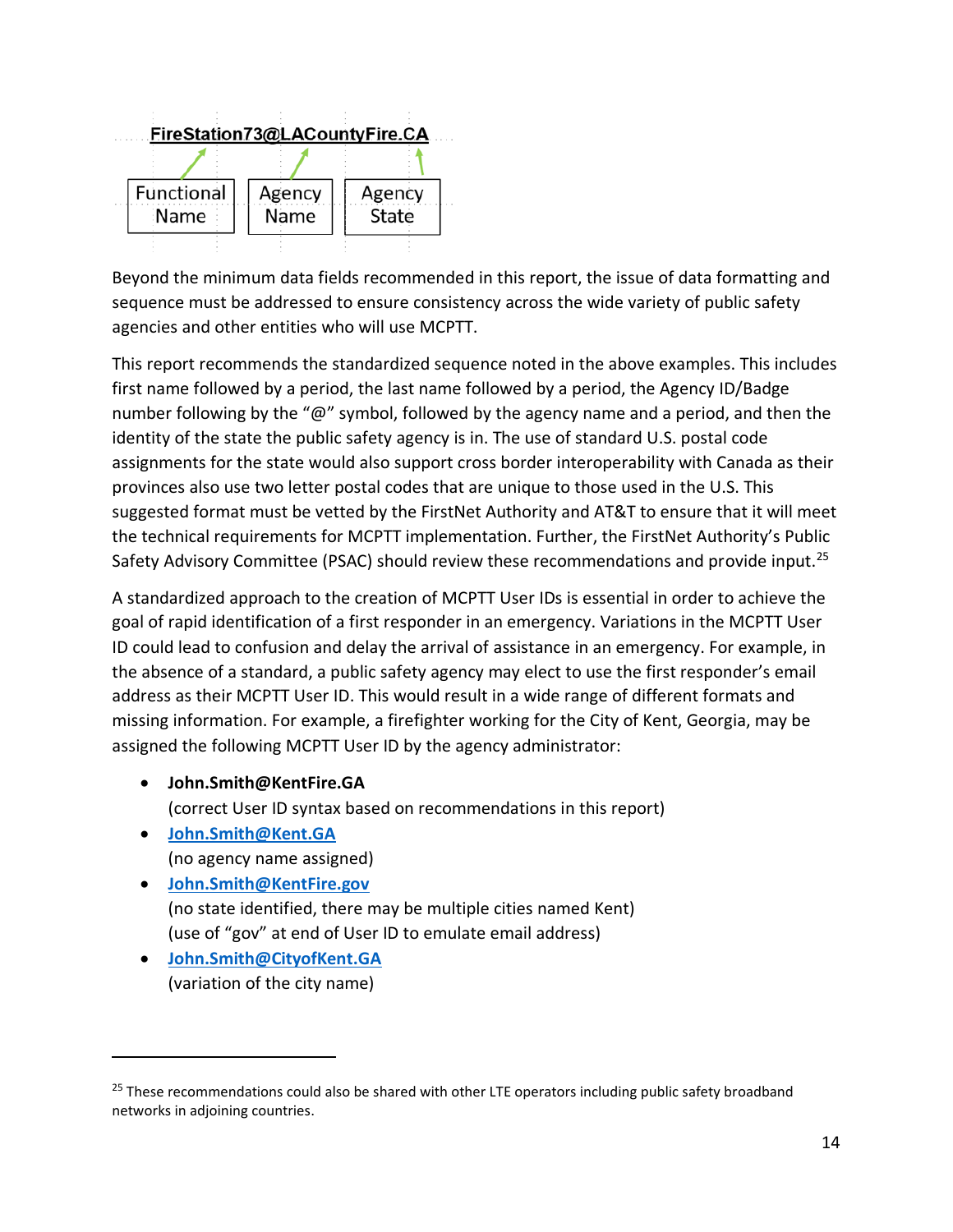**FireStation73@LACountyFire.CA**

| Functional Name | Agency Name | Agency State |
| --- | --- | --- |

Beyond the minimum data fields recommended in this report, the issue of data formatting and sequence must be addressed to ensure consistency across the wide variety of public safety agencies and other entities who will use MCPTT.

This report recommends the standardized sequence noted in the above examples. This includes first name followed by a period, the last name followed by a period, the Agency ID/Badge number following by the "@" symbol, followed by the agency name and a period, and then the identity of the state the public safety agency is in. The use of standard U.S. postal code assignments for the state would also support cross border interoperability with Canada as their provinces also use two letter postal codes that are unique to those used in the U.S. This suggested format must be vetted by the FirstNet Authority and AT&T to ensure that it will meet the technical requirements for MCPTT implementation. Further, the FirstNet Authority's Public Safety Advisory Committee (PSAC) should review these recommendations and provide input.[25]

A standardized approach to the creation of MCPTT User IDs is essential in order to achieve the goal of rapid identification of a first responder in an emergency. Variations in the MCPTT User ID could lead to confusion and delay the arrival of assistance in an emergency. For example, in the absence of a standard, a public safety agency may elect to use the first responder's email address as their MCPTT User ID. This would result in a wide range of different formats and missing information. For example, a firefighter working for the City of Kent, Georgia, may be assigned the following MCPTT User ID by the agency administrator:

- **John.Smith@KentFire.GA**
  (correct User ID syntax based on recommendations in this report)
- John.Smith@Kent.GA
  (no agency name assigned)
- John.Smith@KentFire.gov
  (no state identified, there may be multiple cities named Kent)
  (use of "gov" at end of User ID to emulate email address)
- John.Smith@CityofKent.GA
  (variation of the city name)

[25] These recommendations could also be shared with other LTE operators including public safety broadband networks in adjoining countries.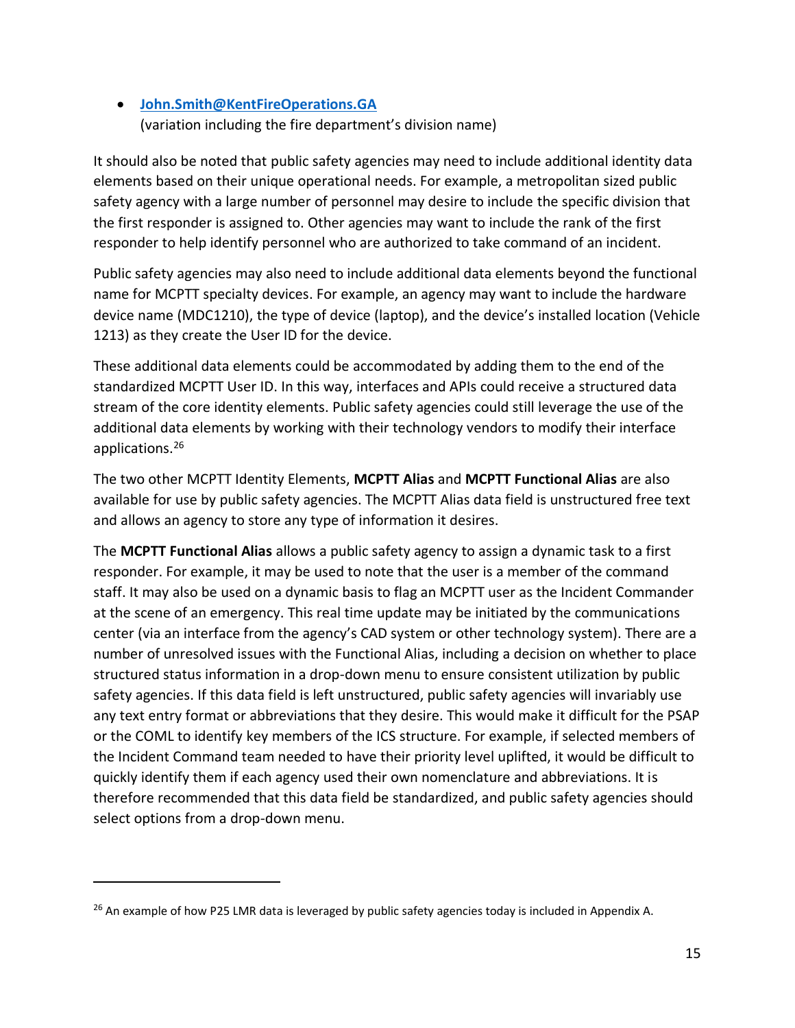- **John.Smith@KentFireOperations.GA**
  (variation including the fire department's division name)

It should also be noted that public safety agencies may need to include additional identity data elements based on their unique operational needs. For example, a metropolitan sized public safety agency with a large number of personnel may desire to include the specific division that the first responder is assigned to. Other agencies may want to include the rank of the first responder to help identify personnel who are authorized to take command of an incident.

Public safety agencies may also need to include additional data elements beyond the functional name for MCPTT specialty devices. For example, an agency may want to include the hardware device name (MDC1210), the type of device (laptop), and the device's installed location (Vehicle 1213) as they create the User ID for the device.

These additional data elements could be accommodated by adding them to the end of the standardized MCPTT User ID. In this way, interfaces and APIs could receive a structured data stream of the core identity elements. Public safety agencies could still leverage the use of the additional data elements by working with their technology vendors to modify their interface applications.[26]

The two other MCPTT Identity Elements, **MCPTT Alias** and **MCPTT Functional Alias** are also available for use by public safety agencies. The MCPTT Alias data field is unstructured free text and allows an agency to store any type of information it desires.

The **MCPTT Functional Alias** allows a public safety agency to assign a dynamic task to a first responder. For example, it may be used to note that the user is a member of the command staff. It may also be used on a dynamic basis to flag an MCPTT user as the Incident Commander at the scene of an emergency. This real time update may be initiated by the communications center (via an interface from the agency's CAD system or other technology system). There are a number of unresolved issues with the Functional Alias, including a decision on whether to place structured status information in a drop-down menu to ensure consistent utilization by public safety agencies. If this data field is left unstructured, public safety agencies will invariably use any text entry format or abbreviations that they desire. This would make it difficult for the PSAP or the COML to identify key members of the ICS structure. For example, if selected members of the Incident Command team needed to have their priority level uplifted, it would be difficult to quickly identify them if each agency used their own nomenclature and abbreviations. It is therefore recommended that this data field be standardized, and public safety agencies should select options from a drop-down menu.

---

[26] An example of how P25 LMR data is leveraged by public safety agencies today is included in Appendix A.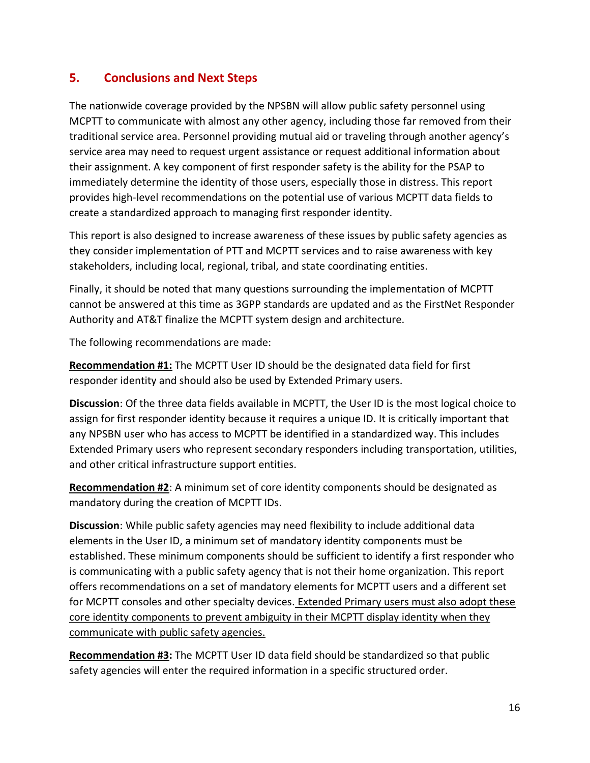## 5. Conclusions and Next Steps

The nationwide coverage provided by the NPSBN will allow public safety personnel using MCPTT to communicate with almost any other agency, including those far removed from their traditional service area. Personnel providing mutual aid or traveling through another agency's service area may need to request urgent assistance or request additional information about their assignment. A key component of first responder safety is the ability for the PSAP to immediately determine the identity of those users, especially those in distress. This report provides high-level recommendations on the potential use of various MCPTT data fields to create a standardized approach to managing first responder identity.

This report is also designed to increase awareness of these issues by public safety agencies as they consider implementation of PTT and MCPTT services and to raise awareness with key stakeholders, including local, regional, tribal, and state coordinating entities.

Finally, it should be noted that many questions surrounding the implementation of MCPTT cannot be answered at this time as 3GPP standards are updated and as the FirstNet Responder Authority and AT&T finalize the MCPTT system design and architecture.

The following recommendations are made:

**Recommendation #1:** The MCPTT User ID should be the designated data field for first responder identity and should also be used by Extended Primary users.

**Discussion**: Of the three data fields available in MCPTT, the User ID is the most logical choice to assign for first responder identity because it requires a unique ID. It is critically important that any NPSBN user who has access to MCPTT be identified in a standardized way. This includes Extended Primary users who represent secondary responders including transportation, utilities, and other critical infrastructure support entities.

**Recommendation #2**: A minimum set of core identity components should be designated as mandatory during the creation of MCPTT IDs.

**Discussion**: While public safety agencies may need flexibility to include additional data elements in the User ID, a minimum set of mandatory identity components must be established. These minimum components should be sufficient to identify a first responder who is communicating with a public safety agency that is not their home organization. This report offers recommendations on a set of mandatory elements for MCPTT users and a different set for MCPTT consoles and other specialty devices. Extended Primary users must also adopt these core identity components to prevent ambiguity in their MCPTT display identity when they communicate with public safety agencies.

**Recommendation #3:** The MCPTT User ID data field should be standardized so that public safety agencies will enter the required information in a specific structured order.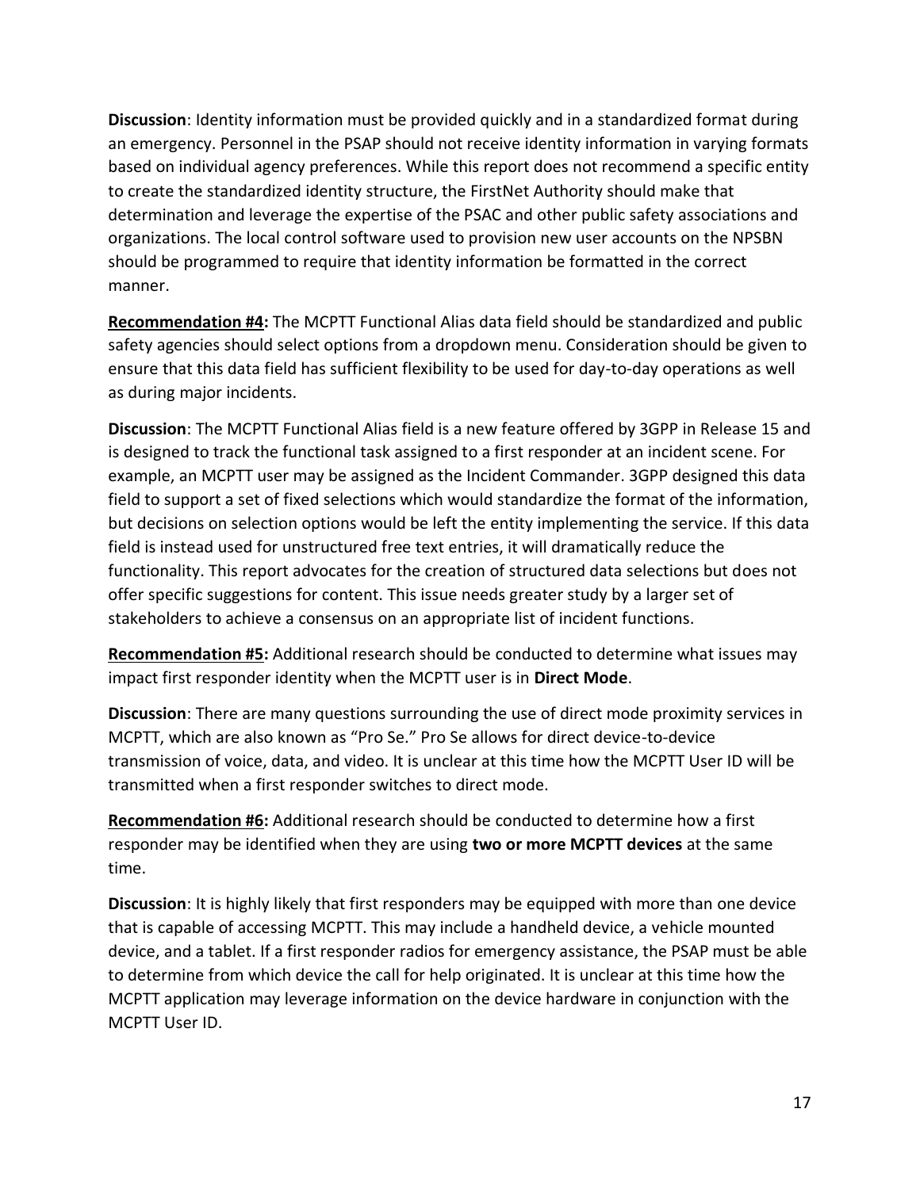**Discussion**: Identity information must be provided quickly and in a standardized format during an emergency. Personnel in the PSAP should not receive identity information in varying formats based on individual agency preferences. While this report does not recommend a specific entity to create the standardized identity structure, the FirstNet Authority should make that determination and leverage the expertise of the PSAC and other public safety associations and organizations. The local control software used to provision new user accounts on the NPSBN should be programmed to require that identity information be formatted in the correct manner.

**<u>Recommendation #4</u>:** The MCPTT Functional Alias data field should be standardized and public safety agencies should select options from a dropdown menu. Consideration should be given to ensure that this data field has sufficient flexibility to be used for day-to-day operations as well as during major incidents.

**Discussion**: The MCPTT Functional Alias field is a new feature offered by 3GPP in Release 15 and is designed to track the functional task assigned to a first responder at an incident scene. For example, an MCPTT user may be assigned as the Incident Commander. 3GPP designed this data field to support a set of fixed selections which would standardize the format of the information, but decisions on selection options would be left the entity implementing the service. If this data field is instead used for unstructured free text entries, it will dramatically reduce the functionality. This report advocates for the creation of structured data selections but does not offer specific suggestions for content. This issue needs greater study by a larger set of stakeholders to achieve a consensus on an appropriate list of incident functions.

**<u>Recommendation #5</u>:** Additional research should be conducted to determine what issues may impact first responder identity when the MCPTT user is in **Direct Mode**.

**Discussion**: There are many questions surrounding the use of direct mode proximity services in MCPTT, which are also known as "Pro Se." Pro Se allows for direct device-to-device transmission of voice, data, and video. It is unclear at this time how the MCPTT User ID will be transmitted when a first responder switches to direct mode.

**<u>Recommendation #6</u>:** Additional research should be conducted to determine how a first responder may be identified when they are using **two or more MCPTT devices** at the same time.

**Discussion**: It is highly likely that first responders may be equipped with more than one device that is capable of accessing MCPTT. This may include a handheld device, a vehicle mounted device, and a tablet. If a first responder radios for emergency assistance, the PSAP must be able to determine from which device the call for help originated. It is unclear at this time how the MCPTT application may leverage information on the device hardware in conjunction with the MCPTT User ID.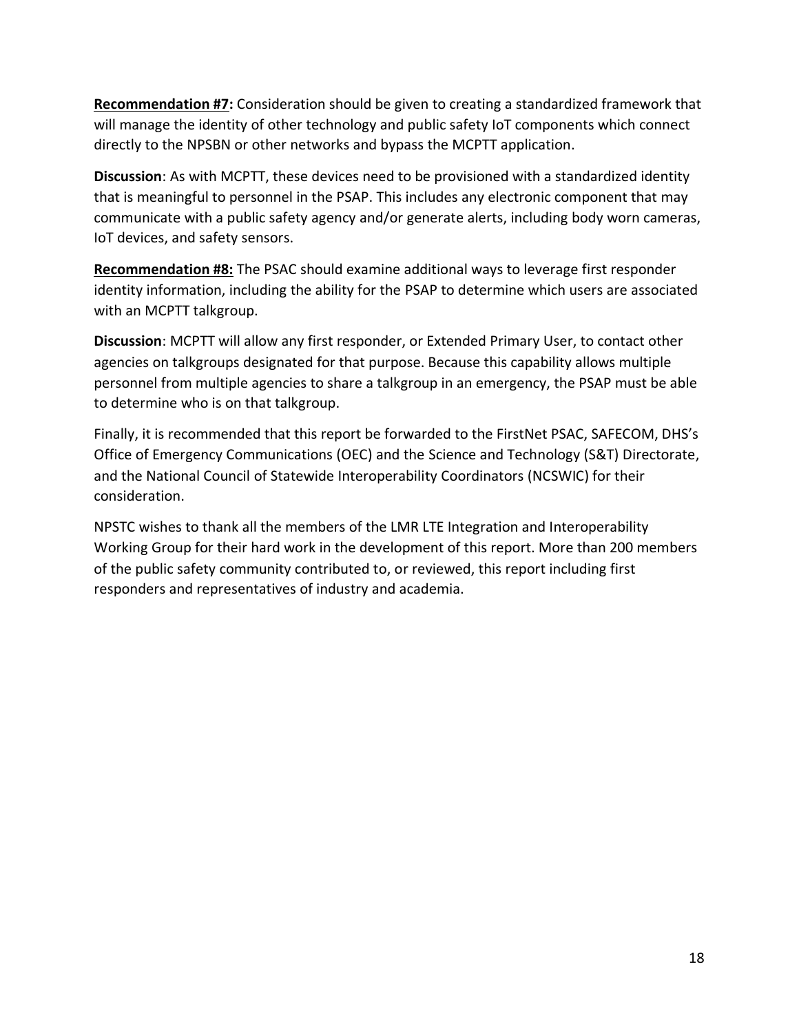**Recommendation #7:** Consideration should be given to creating a standardized framework that will manage the identity of other technology and public safety IoT components which connect directly to the NPSBN or other networks and bypass the MCPTT application.

**Discussion**: As with MCPTT, these devices need to be provisioned with a standardized identity that is meaningful to personnel in the PSAP. This includes any electronic component that may communicate with a public safety agency and/or generate alerts, including body worn cameras, IoT devices, and safety sensors.

**Recommendation #8:** The PSAC should examine additional ways to leverage first responder identity information, including the ability for the PSAP to determine which users are associated with an MCPTT talkgroup.

**Discussion**: MCPTT will allow any first responder, or Extended Primary User, to contact other agencies on talkgroups designated for that purpose. Because this capability allows multiple personnel from multiple agencies to share a talkgroup in an emergency, the PSAP must be able to determine who is on that talkgroup.

Finally, it is recommended that this report be forwarded to the FirstNet PSAC, SAFECOM, DHS's Office of Emergency Communications (OEC) and the Science and Technology (S&T) Directorate, and the National Council of Statewide Interoperability Coordinators (NCSWIC) for their consideration.

NPSTC wishes to thank all the members of the LMR LTE Integration and Interoperability Working Group for their hard work in the development of this report. More than 200 members of the public safety community contributed to, or reviewed, this report including first responders and representatives of industry and academia.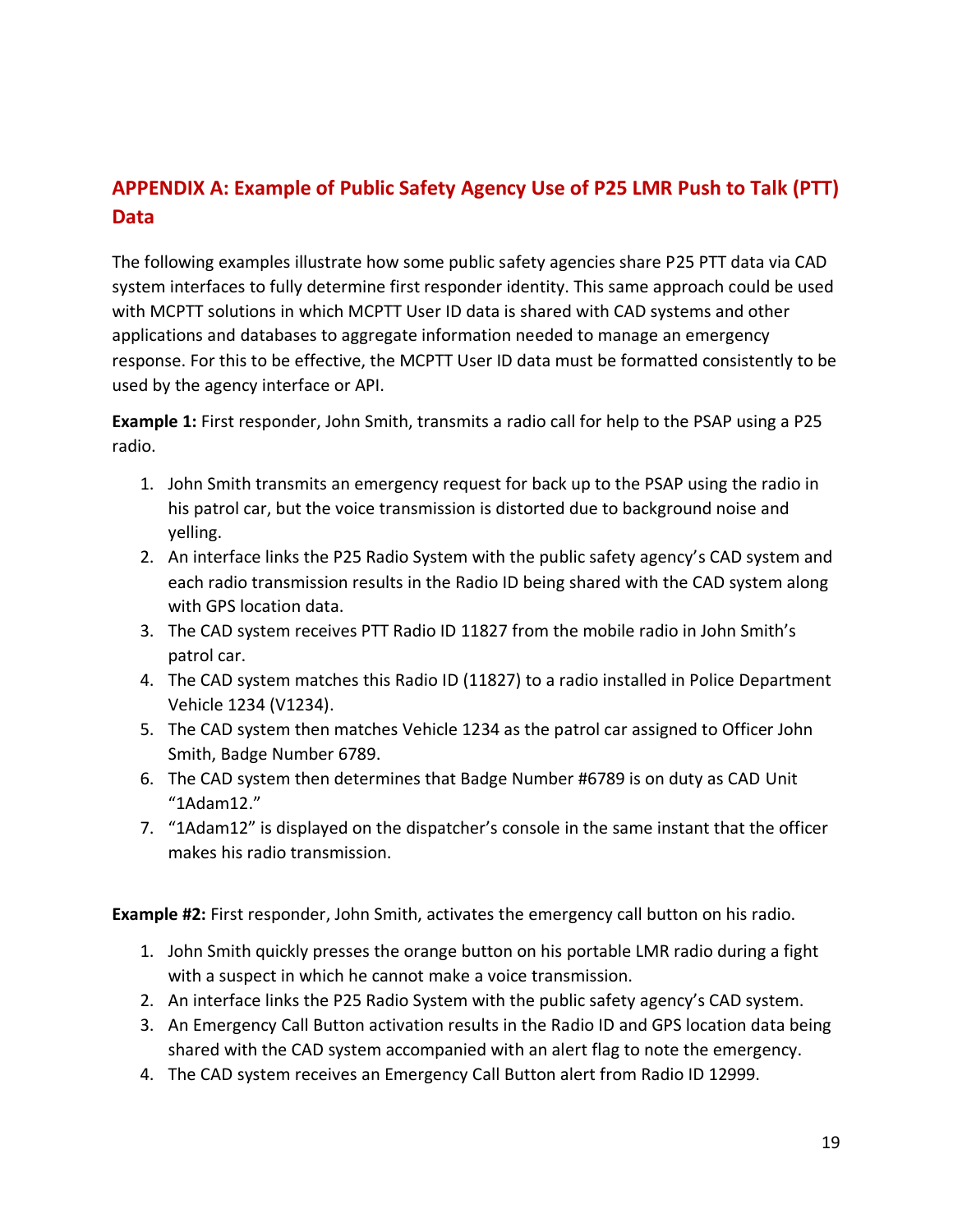## APPENDIX A: Example of Public Safety Agency Use of P25 LMR Push to Talk (PTT) Data

The following examples illustrate how some public safety agencies share P25 PTT data via CAD system interfaces to fully determine first responder identity. This same approach could be used with MCPTT solutions in which MCPTT User ID data is shared with CAD systems and other applications and databases to aggregate information needed to manage an emergency response. For this to be effective, the MCPTT User ID data must be formatted consistently to be used by the agency interface or API.

**Example 1:** First responder, John Smith, transmits a radio call for help to the PSAP using a P25 radio.

1. John Smith transmits an emergency request for back up to the PSAP using the radio in his patrol car, but the voice transmission is distorted due to background noise and yelling.
2. An interface links the P25 Radio System with the public safety agency's CAD system and each radio transmission results in the Radio ID being shared with the CAD system along with GPS location data.
3. The CAD system receives PTT Radio ID 11827 from the mobile radio in John Smith's patrol car.
4. The CAD system matches this Radio ID (11827) to a radio installed in Police Department Vehicle 1234 (V1234).
5. The CAD system then matches Vehicle 1234 as the patrol car assigned to Officer John Smith, Badge Number 6789.
6. The CAD system then determines that Badge Number #6789 is on duty as CAD Unit "1Adam12."
7. "1Adam12" is displayed on the dispatcher's console in the same instant that the officer makes his radio transmission.

**Example #2:** First responder, John Smith, activates the emergency call button on his radio.

1. John Smith quickly presses the orange button on his portable LMR radio during a fight with a suspect in which he cannot make a voice transmission.
2. An interface links the P25 Radio System with the public safety agency's CAD system.
3. An Emergency Call Button activation results in the Radio ID and GPS location data being shared with the CAD system accompanied with an alert flag to note the emergency.
4. The CAD system receives an Emergency Call Button alert from Radio ID 12999.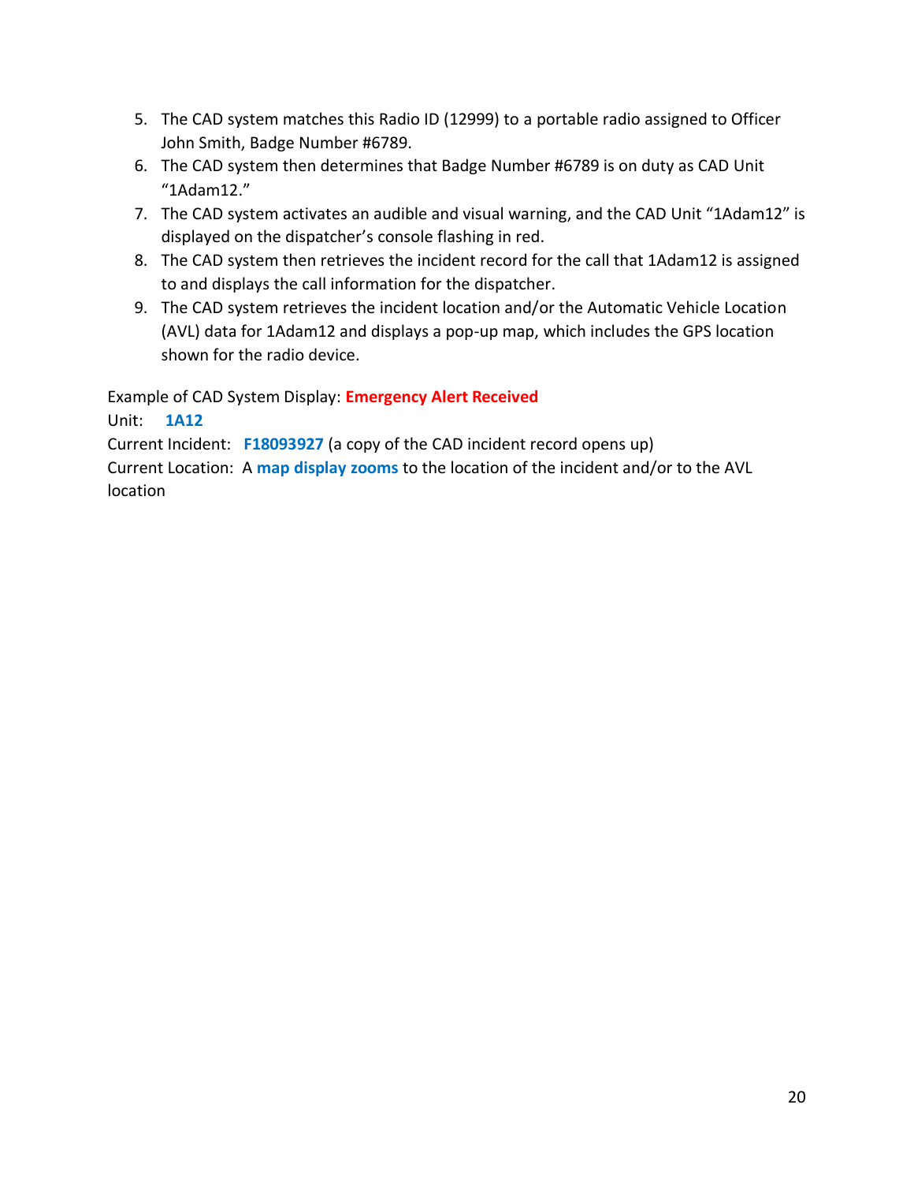5. The CAD system matches this Radio ID (12999) to a portable radio assigned to Officer John Smith, Badge Number #6789.
6. The CAD system then determines that Badge Number #6789 is on duty as CAD Unit "1Adam12."
7. The CAD system activates an audible and visual warning, and the CAD Unit "1Adam12" is displayed on the dispatcher's console flashing in red.
8. The CAD system then retrieves the incident record for the call that 1Adam12 is assigned to and displays the call information for the dispatcher.
9. The CAD system retrieves the incident location and/or the Automatic Vehicle Location (AVL) data for 1Adam12 and displays a pop-up map, which includes the GPS location shown for the radio device.

Example of CAD System Display: **Emergency Alert Received**
Unit: **1A12**
Current Incident: **F18093927** (a copy of the CAD incident record opens up)
Current Location: A **map display zooms** to the location of the incident and/or to the AVL location